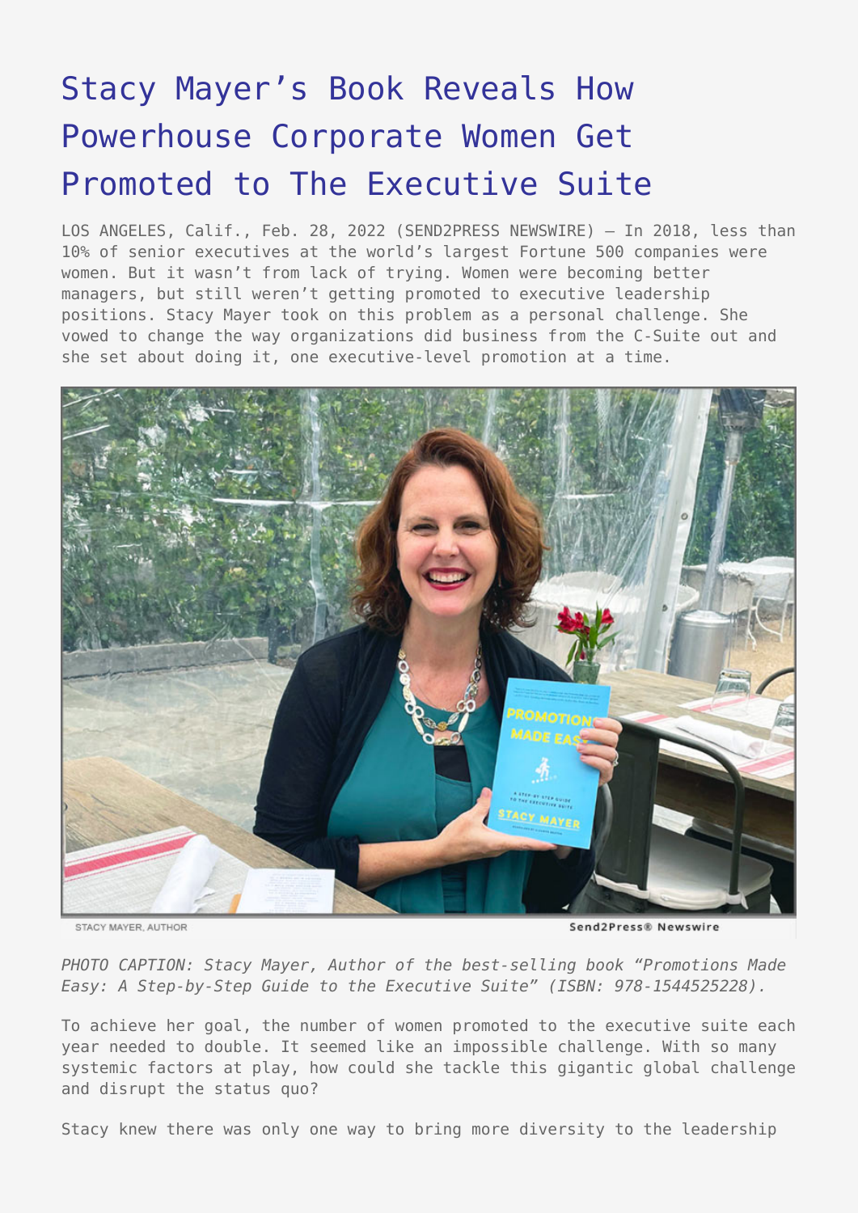# Stacy Mayer's Book Reveals How Powerhouse Corporate Women Get Promoted to The Executive Suite

LOS ANGELES, Calif., Feb. 28, 2022 (SEND2PRESS NEWSWIRE) — In 2018, less than 10% of senior executives at the world's largest Fortune 500 companies were women. But it wasn't from lack of trying. Women were becoming better managers, but still weren't getting promoted to executive leadership positions. Stacy Mayer took on this problem as a personal challenge. She vowed to change the way organizations did business from the C-Suite out and she set about doing it, one executive-level promotion at a time.

*PHOTO CAPTION: Stacy Mayer, Author of the best-selling book "Promotions Made Easy: A Step-by-Step Guide to the Executive Suite" (ISBN: 978-1544525228).*

To achieve her goal, the number of women promoted to the executive suite each year needed to double. It seemed like an impossible challenge. With so many systemic factors at play, how could she tackle this gigantic global challenge and disrupt the status quo?

Stacy knew there was only one way to bring more diversity to the leadership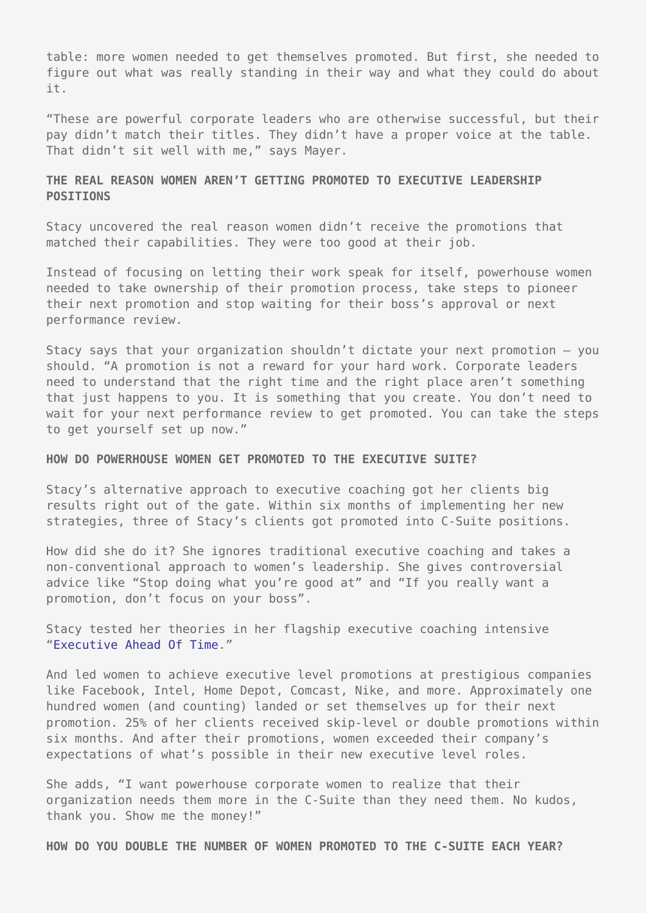table: more women needed to get themselves promoted. But first, she needed to figure out what was really standing in their way and what they could do about it.

"These are powerful corporate leaders who are otherwise successful, but their pay didn't match their titles. They didn't have a proper voice at the table. That didn't sit well with me," says Mayer.

**THE REAL REASON WOMEN AREN'T GETTING PROMOTED TO EXECUTIVE LEADERSHIP POSITIONS**

Stacy uncovered the real reason women didn't receive the promotions that matched their capabilities. They were too good at their job.

Instead of focusing on letting their work speak for itself, powerhouse women needed to take ownership of their promotion process, take steps to pioneer their next promotion and stop waiting for their boss's approval or next performance review.

Stacy says that your organization shouldn't dictate your next promotion – you should. "A promotion is not a reward for your hard work. Corporate leaders need to understand that the right time and the right place aren't something that just happens to you. It is something that you create. You don't need to wait for your next performance review to get promoted. You can take the steps to get yourself set up now."

**HOW DO POWERHOUSE WOMEN GET PROMOTED TO THE EXECUTIVE SUITE?**

Stacy's alternative approach to executive coaching got her clients big results right out of the gate. Within six months of implementing her new strategies, three of Stacy's clients got promoted into C-Suite positions.

How did she do it? She ignores traditional executive coaching and takes a non-conventional approach to women's leadership. She gives controversial advice like "Stop doing what you're good at" and "If you really want a promotion, don't focus on your boss".

Stacy tested her theories in her flagship executive coaching intensive "Executive Ahead Of Time."

And led women to achieve executive level promotions at prestigious companies like Facebook, Intel, Home Depot, Comcast, Nike, and more. Approximately one hundred women (and counting) landed or set themselves up for their next promotion. 25% of her clients received skip-level or double promotions within six months. And after their promotions, women exceeded their company's expectations of what's possible in their new executive level roles.

She adds, "I want powerhouse corporate women to realize that their organization needs them more in the C-Suite than they need them. No kudos, thank you. Show me the money!"

**HOW DO YOU DOUBLE THE NUMBER OF WOMEN PROMOTED TO THE C-SUITE EACH YEAR?**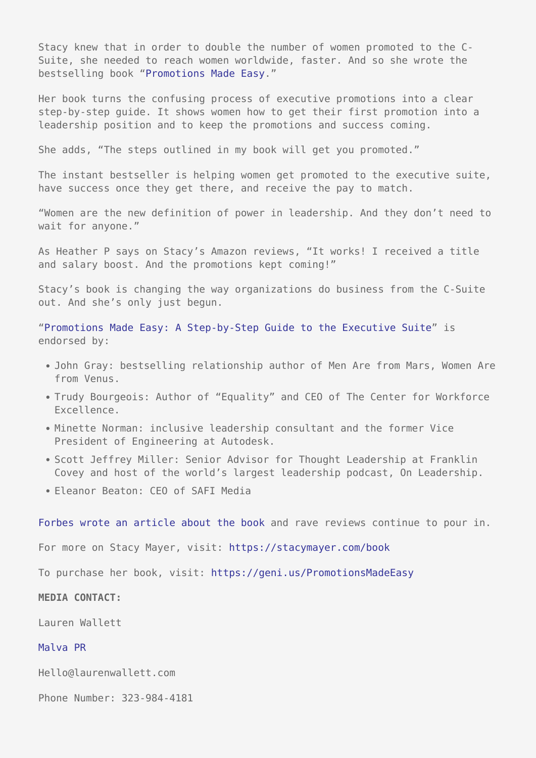Stacy knew that in order to double the number of women promoted to the C-Suite, she needed to reach women worldwide, faster. And so she wrote the bestselling book "Promotions Made Easy."

Her book turns the confusing process of executive promotions into a clear step-by-step guide. It shows women how to get their first promotion into a leadership position and to keep the promotions and success coming.

She adds, "The steps outlined in my book will get you promoted."

The instant bestseller is helping women get promoted to the executive suite, have success once they get there, and receive the pay to match.

"Women are the new definition of power in leadership. And they don't need to wait for anyone."

As Heather P says on Stacy's Amazon reviews, "It works! I received a title and salary boost. And the promotions kept coming!"

Stacy's book is changing the way organizations do business from the C-Suite out. And she's only just begun.

"Promotions Made Easy: A Step-by-Step Guide to the Executive Suite" is endorsed by:

- John Gray: bestselling relationship author of Men Are from Mars, Women Are from Venus.
- Trudy Bourgeois: Author of "Equality" and CEO of The Center for Workforce Excellence.
- Minette Norman: inclusive leadership consultant and the former Vice President of Engineering at Autodesk.
- Scott Jeffrey Miller: Senior Advisor for Thought Leadership at Franklin Covey and host of the world's largest leadership podcast, On Leadership.
- Eleanor Beaton: CEO of SAFI Media

Forbes wrote an article about the book and rave reviews continue to pour in.

For more on Stacy Mayer, visit: https://stacymayer.com/book

To purchase her book, visit: https://geni.us/PromotionsMadeEasy

**MEDIA CONTACT:**

Lauren Wallett

Malva PR

Hello@laurenwallett.com

Phone Number: 323-984-4181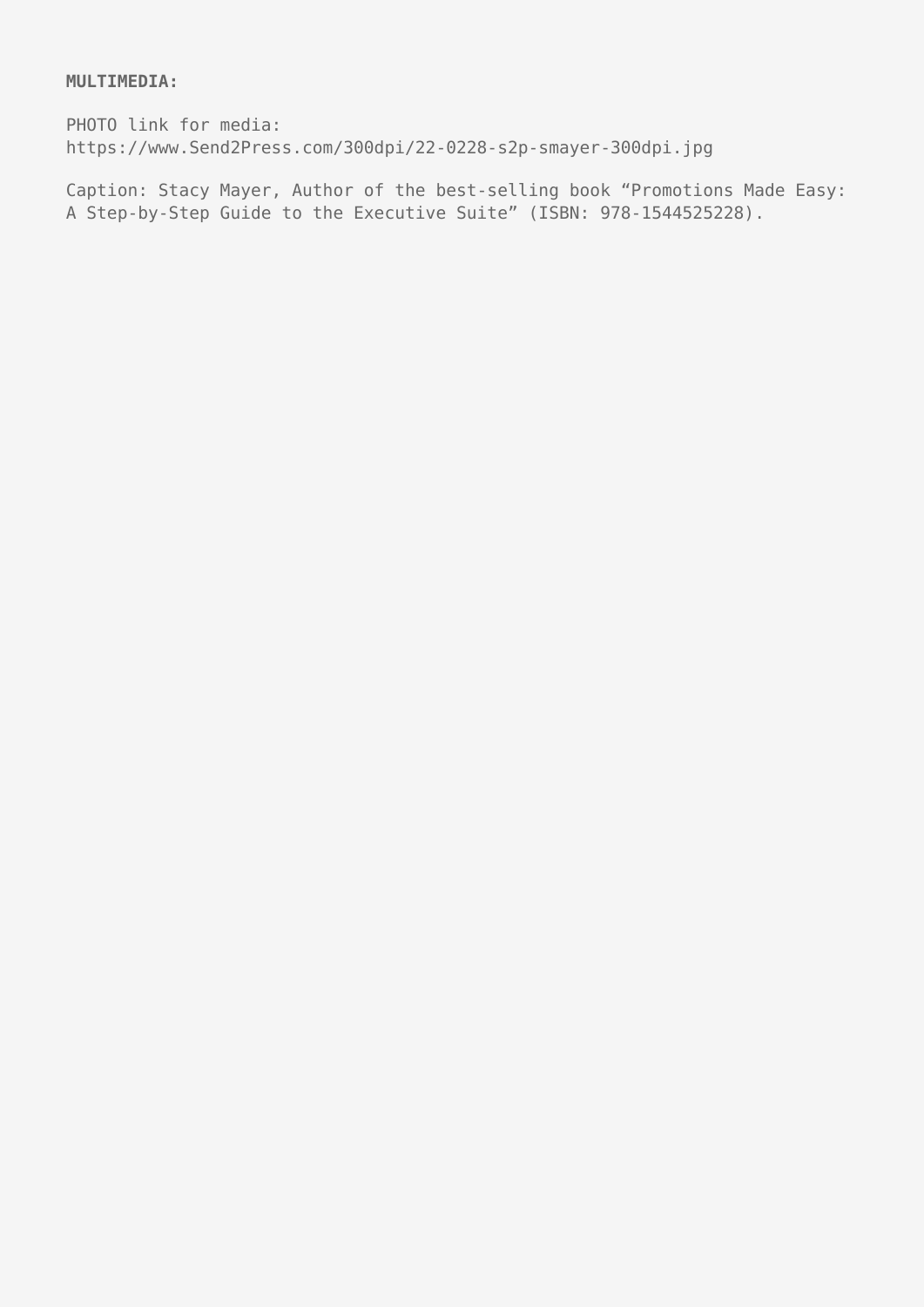**MULTIMEDIA:**

PHOTO link for media:
https://www.Send2Press.com/300dpi/22-0228-s2p-smayer-300dpi.jpg

Caption: Stacy Mayer, Author of the best-selling book “Promotions Made Easy: A Step-by-Step Guide to the Executive Suite” (ISBN: 978-1544525228).